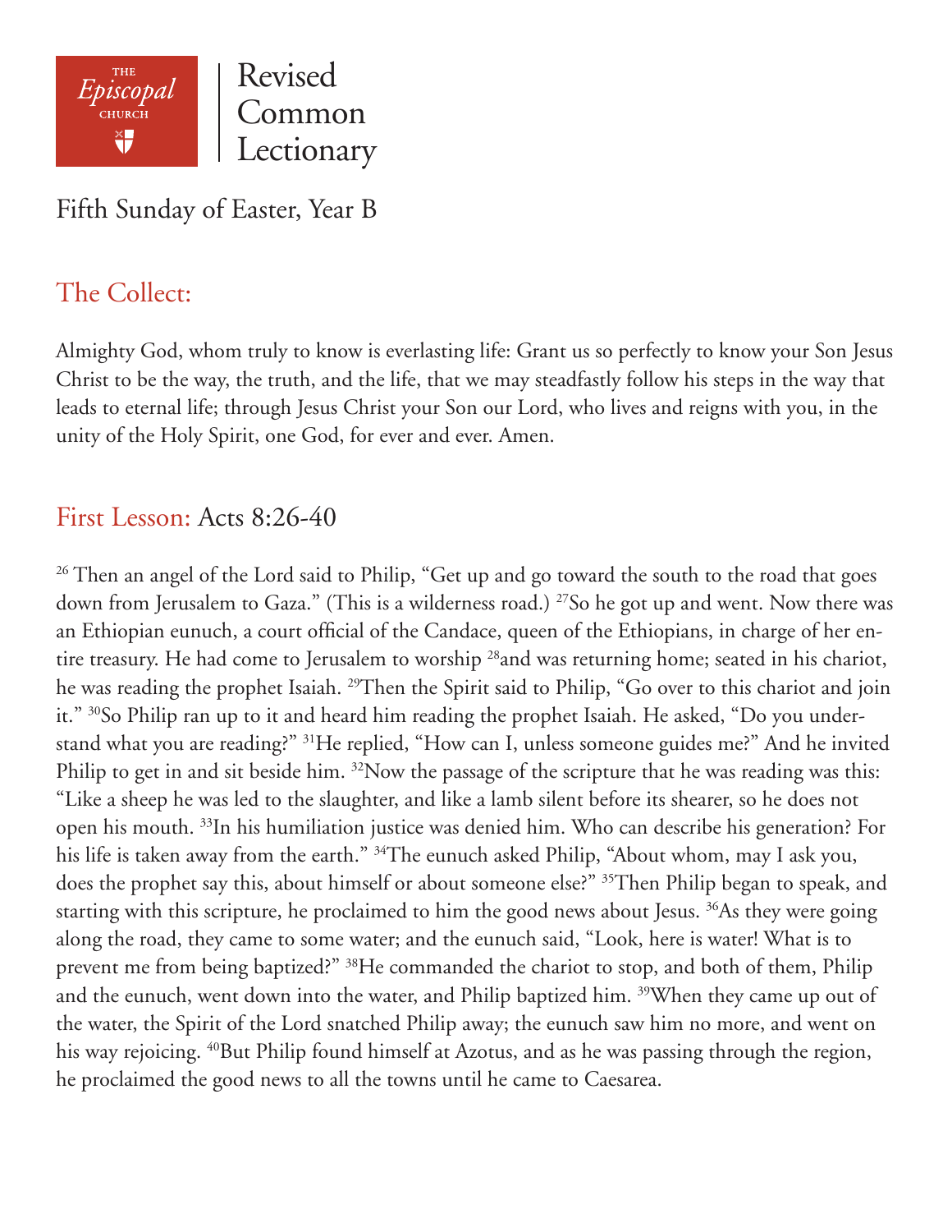THE *Episcopal* CHURCH

Revised Common Lectionary

# Fifth Sunday of Easter, Year B

## The Collect:

Almighty God, whom truly to know is everlasting life: Grant us so perfectly to know your Son Jesus Christ to be the way, the truth, and the life, that we may steadfastly follow his steps in the way that leads to eternal life; through Jesus Christ your Son our Lord, who lives and reigns with you, in the unity of the Holy Spirit, one God, for ever and ever. Amen.

## First Lesson: Acts 8:26-40

[26] Then an angel of the Lord said to Philip, "Get up and go toward the south to the road that goes down from Jerusalem to Gaza." (This is a wilderness road.) [27]So he got up and went. Now there was an Ethiopian eunuch, a court official of the Candace, queen of the Ethiopians, in charge of her entire treasury. He had come to Jerusalem to worship [28]and was returning home; seated in his chariot, he was reading the prophet Isaiah. [29]Then the Spirit said to Philip, "Go over to this chariot and join it." [30]So Philip ran up to it and heard him reading the prophet Isaiah. He asked, "Do you understand what you are reading?" [31]He replied, "How can I, unless someone guides me?" And he invited Philip to get in and sit beside him. [32]Now the passage of the scripture that he was reading was this: "Like a sheep he was led to the slaughter, and like a lamb silent before its shearer, so he does not open his mouth. [33]In his humiliation justice was denied him. Who can describe his generation? For his life is taken away from the earth." [34]The eunuch asked Philip, "About whom, may I ask you, does the prophet say this, about himself or about someone else?" [35]Then Philip began to speak, and starting with this scripture, he proclaimed to him the good news about Jesus. [36]As they were going along the road, they came to some water; and the eunuch said, "Look, here is water! What is to prevent me from being baptized?" [38]He commanded the chariot to stop, and both of them, Philip and the eunuch, went down into the water, and Philip baptized him. [39]When they came up out of the water, the Spirit of the Lord snatched Philip away; the eunuch saw him no more, and went on his way rejoicing. [40]But Philip found himself at Azotus, and as he was passing through the region, he proclaimed the good news to all the towns until he came to Caesarea.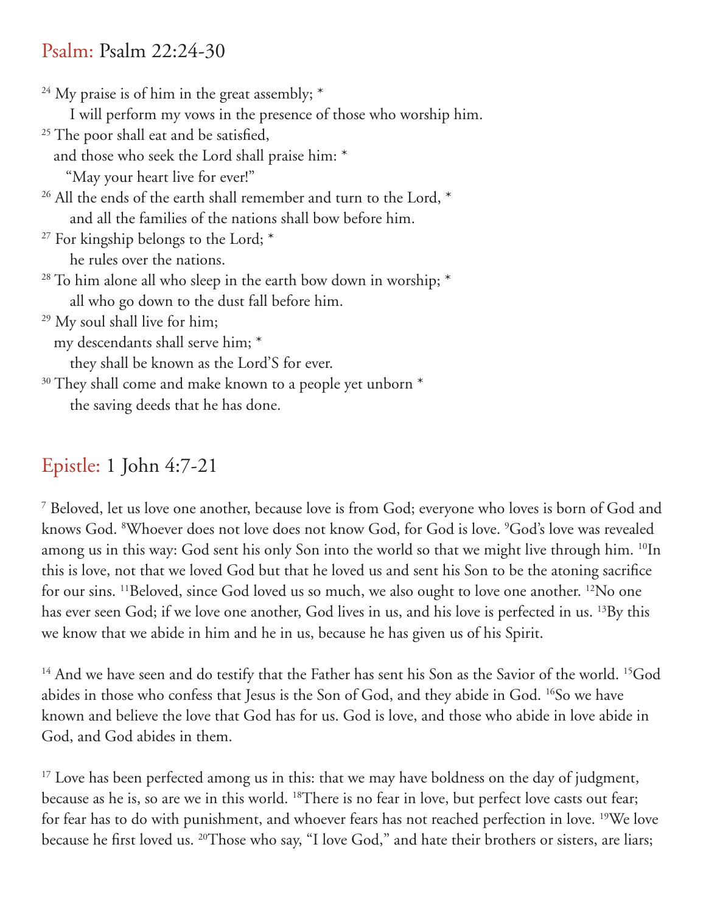## Psalm: Psalm 22:24-30

[24] My praise is of him in the great assembly; *
    I will perform my vows in the presence of those who worship him.
[25] The poor shall eat and be satisfied,
  and those who seek the Lord shall praise him: *
    "May your heart live for ever!"
[26] All the ends of the earth shall remember and turn to the Lord, *
    and all the families of the nations shall bow before him.
[27] For kingship belongs to the Lord; *
    he rules over the nations.
[28] To him alone all who sleep in the earth bow down in worship; *
    all who go down to the dust fall before him.
[29] My soul shall live for him;
  my descendants shall serve him; *
    they shall be known as the Lord'S for ever.
[30] They shall come and make known to a people yet unborn *
    the saving deeds that he has done.

## Epistle: 1 John 4:7-21

[7] Beloved, let us love one another, because love is from God; everyone who loves is born of God and knows God. [8]Whoever does not love does not know God, for God is love. [9]God's love was revealed among us in this way: God sent his only Son into the world so that we might live through him. [10]In this is love, not that we loved God but that he loved us and sent his Son to be the atoning sacrifice for our sins. [11]Beloved, since God loved us so much, we also ought to love one another. [12]No one has ever seen God; if we love one another, God lives in us, and his love is perfected in us. [13]By this we know that we abide in him and he in us, because he has given us of his Spirit.

[14] And we have seen and do testify that the Father has sent his Son as the Savior of the world. [15]God abides in those who confess that Jesus is the Son of God, and they abide in God. [16]So we have known and believe the love that God has for us. God is love, and those who abide in love abide in God, and God abides in them.

[17] Love has been perfected among us in this: that we may have boldness on the day of judgment, because as he is, so are we in this world. [18]There is no fear in love, but perfect love casts out fear; for fear has to do with punishment, and whoever fears has not reached perfection in love. [19]We love because he first loved us. [20]Those who say, "I love God," and hate their brothers or sisters, are liars;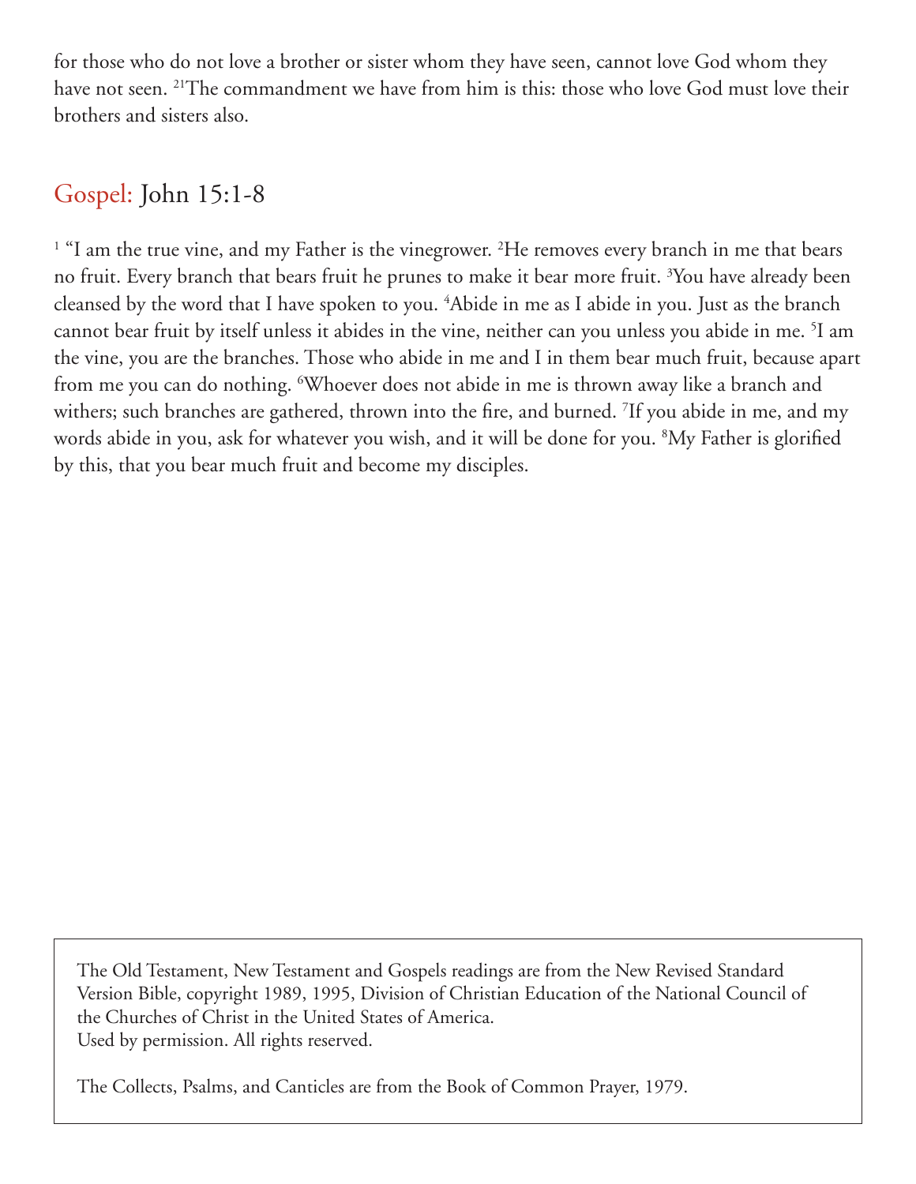for those who do not love a brother or sister whom they have seen, cannot love God whom they have not seen. [21]The commandment we have from him is this: those who love God must love their brothers and sisters also.

## Gospel: John 15:1-8

[1] "I am the true vine, and my Father is the vinegrower. [2]He removes every branch in me that bears no fruit. Every branch that bears fruit he prunes to make it bear more fruit. [3]You have already been cleansed by the word that I have spoken to you. [4]Abide in me as I abide in you. Just as the branch cannot bear fruit by itself unless it abides in the vine, neither can you unless you abide in me. [5]I am the vine, you are the branches. Those who abide in me and I in them bear much fruit, because apart from me you can do nothing. [6]Whoever does not abide in me is thrown away like a branch and withers; such branches are gathered, thrown into the fire, and burned. [7]If you abide in me, and my words abide in you, ask for whatever you wish, and it will be done for you. [8]My Father is glorified by this, that you bear much fruit and become my disciples.

The Old Testament, New Testament and Gospels readings are from the New Revised Standard Version Bible, copyright 1989, 1995, Division of Christian Education of the National Council of the Churches of Christ in the United States of America.
Used by permission. All rights reserved.

The Collects, Psalms, and Canticles are from the Book of Common Prayer, 1979.